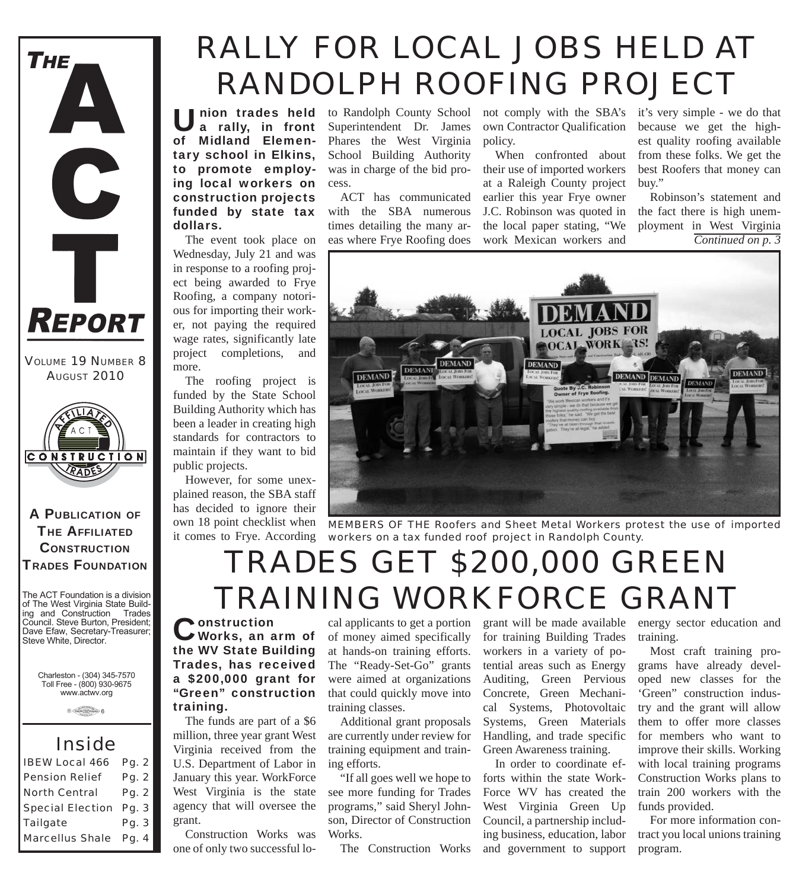# THE ACT REPORT

VOLUME 19 NUMBER 8
AUGUST 2010

**A PUBLICATION OF THE AFFILIATED CONSTRUCTION TRADES FOUNDATION**

The ACT Foundation is a division of The West Virginia State Building and Construction Trades Council. Steve Burton, President; Dave Efaw, Secretary-Treasurer; Steve White, Director.

Charleston - (304) 345-7570
Toll Free - (800) 930-9675
www.actwv.org

## Inside

| | |
|---|---|
| IBEW Local 466 | Pg. 2 |
| Pension Relief | Pg. 2 |
| North Central | Pg. 2 |
| Special Election | Pg. 3 |
| Tailgate | Pg. 3 |
| Marcellus Shale | Pg. 4 |

# RALLY FOR LOCAL JOBS HELD AT RANDOLPH ROOFING PROJECT

**Union trades held a rally, in front of Midland Elementary school in Elkins, to promote employing local workers on construction projects funded by state tax dollars.**

The event took place on Wednesday, July 21 and was in response to a roofing project being awarded to Frye Roofing, a company notorious for importing their worker, not paying the required wage rates, significantly late project completions, and more.

The roofing project is funded by the State School Building Authority which has been a leader in creating high standards for contractors to maintain if they want to bid public projects.

However, for some unexplained reason, the SBA staff has decided to ignore their own 18 point checklist when it comes to Frye. According to Randolph County School Superintendent Dr. James Phares the West Virginia School Building Authority was in charge of the bid process.

ACT has communicated with the SBA numerous times detailing the many areas where Frye Roofing does not comply with the SBA's own Contractor Qualification policy.

When confronted about their use of imported workers at a Raleigh County project earlier this year Frye owner J.C. Robinson was quoted in the local paper stating, "We work Mexican workers and it's very simple - we do that because we get the highest quality roofing available from these folks. We get the best Roofers that money can buy."

Robinson's statement and the fact there is high unemployment in West Virginia

*Continued on p. 3*

MEMBERS OF THE Roofers and Sheet Metal Workers protest the use of imported workers on a tax funded roof project in Randolph County.

# TRADES GET $200,000 GREEN TRAINING WORKFORCE GRANT

**Construction Works, an arm of the WV State Building Trades, has received a $200,000 grant for "Green" construction training.**

The funds are part of a $6 million, three year grant West Virginia received from the U.S. Department of Labor in January this year. WorkForce West Virginia is the state agency that will oversee the grant.

Construction Works was one of only two successful local applicants to get a portion of money aimed specifically at hands-on training efforts. The "Ready-Set-Go" grants were aimed at organizations that could quickly move into training classes.

Additional grant proposals are currently under review for training equipment and training efforts.

"If all goes well we hope to see more funding for Trades programs," said Sheryl Johnson, Director of Construction Works.

The Construction Works grant will be made available for training Building Trades workers in a variety of potential areas such as Energy Auditing, Green Pervious Concrete, Green Mechanical Systems, Photovoltaic Systems, Green Materials Handling, and trade specific Green Awareness training.

In order to coordinate efforts within the state WorkForce WV has created the West Virginia Green Up Council, a partnership including business, education, labor and government to support energy sector education and training.

Most craft training programs have already developed new classes for the 'Green" construction industry and the grant will allow them to offer more classes for members who want to improve their skills. Working with local training programs Construction Works plans to train 200 workers with the funds provided.

For more information contract you local unions training program.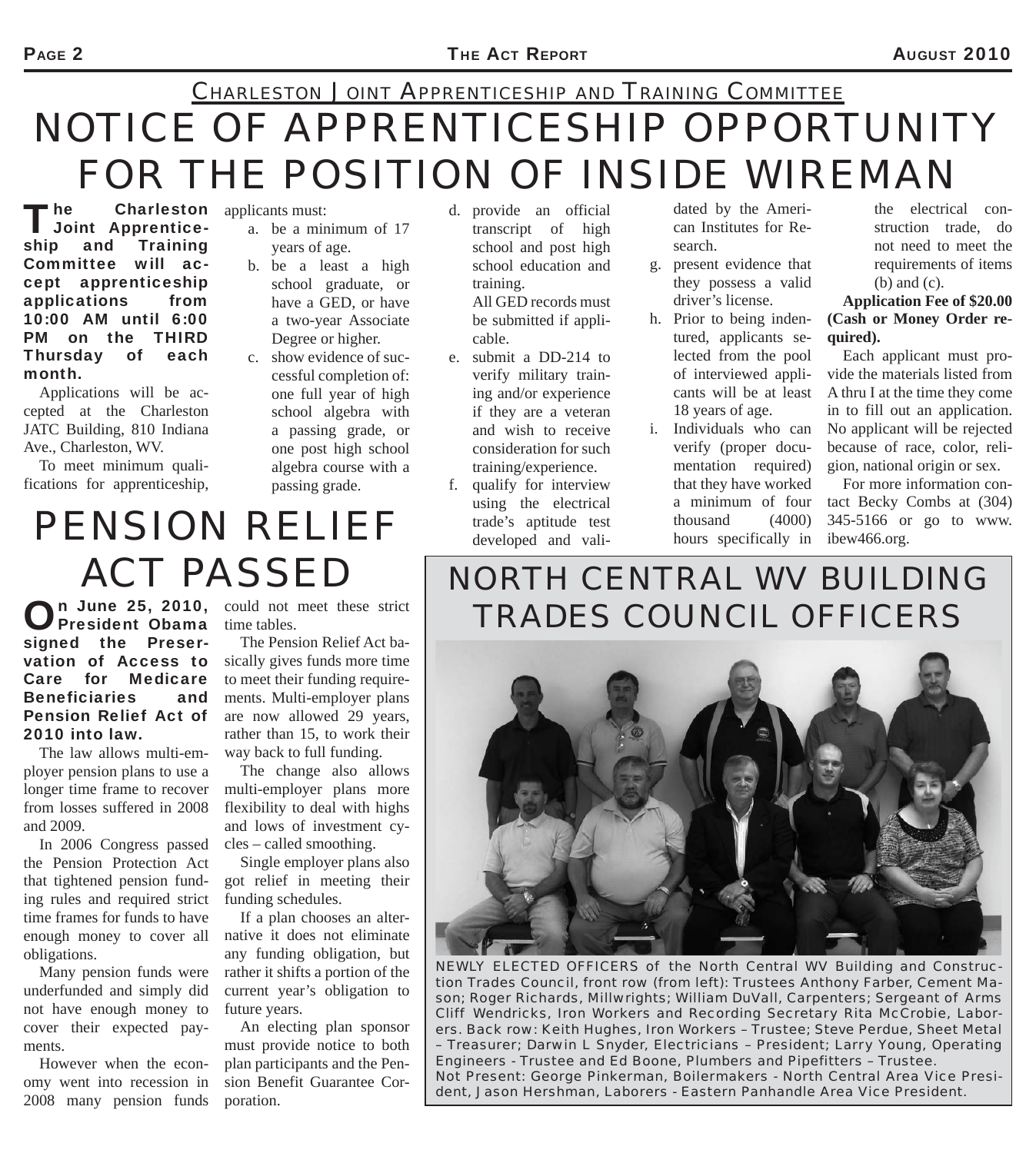## Charleston Joint Apprenticeship and Training Committee

# NOTICE OF APPRENTICESHIP OPPORTUNITY FOR THE POSITION OF INSIDE WIREMAN

**The Charleston Joint Apprenticeship and Training Committee will accept apprenticeship applications from 10:00 AM until 6:00 PM on the THIRD Thursday of each month.**

Applications will be accepted at the Charleston JATC Building, 810 Indiana Ave., Charleston, WV.

To meet minimum qualifications for apprenticeship, applicants must:

a. be a minimum of 17 years of age.
b. be a least a high school graduate, or have a GED, or have a two-year Associate Degree or higher.
c. show evidence of successful completion of: one full year of high school algebra with a passing grade, or one post high school algebra course with a passing grade.
d. provide an official transcript of high school and post high school education and training.
   All GED records must be submitted if applicable.
e. submit a DD-214 to verify military training and/or experience if they are a veteran and wish to receive consideration for such training/experience.
f. qualify for interview using the electrical trade's aptitude test developed and validated by the American Institutes for Research.
g. present evidence that they possess a valid driver's license.
h. Prior to being indentured, applicants selected from the pool of interviewed applicants will be at least 18 years of age.
i. Individuals who can verify (proper documentation required) that they have worked a minimum of four thousand (4000) hours specifically in the electrical construction trade, do not need to meet the requirements of items (b) and (c).

**Application Fee of $20.00 (Cash or Money Order required).**

Each applicant must provide the materials listed from A thru I at the time they come in to fill out an application. No applicant will be rejected because of race, color, religion, national origin or sex.

For more information contact Becky Combs at (304) 345-5166 or go to www.ibew466.org.

# PENSION RELIEF ACT PASSED

**On June 25, 2010, President Obama signed the Preservation of Access to Care for Medicare Beneficiaries and Pension Relief Act of 2010 into law.**

The law allows multi-employer pension plans to use a longer time frame to recover from losses suffered in 2008 and 2009.

In 2006 Congress passed the Pension Protection Act that tightened pension funding rules and required strict time frames for funds to have enough money to cover all obligations.

Many pension funds were underfunded and simply did not have enough money to cover their expected payments.

However when the economy went into recession in 2008 many pension funds could not meet these strict time tables.

The Pension Relief Act basically gives funds more time to meet their funding requirements. Multi-employer plans are now allowed 29 years, rather than 15, to work their way back to full funding.

The change also allows multi-employer plans more flexibility to deal with highs and lows of investment cycles – called smoothing.

Single employer plans also got relief in meeting their funding schedules.

If a plan chooses an alternative it does not eliminate any funding obligation, but rather it shifts a portion of the current year's obligation to future years.

An electing plan sponsor must provide notice to both plan participants and the Pension Benefit Guarantee Corporation.

# NORTH CENTRAL WV BUILDING TRADES COUNCIL OFFICERS

NEWLY ELECTED OFFICERS of the North Central WV Building and Construction Trades Council, front row (from left): Trustees Anthony Farber, Cement Mason; Roger Richards, Millwrights; William DuVall, Carpenters; Sergeant of Arms Cliff Wendricks, Iron Workers and Recording Secretary Rita McCrobie, Laborers. Back row: Keith Hughes, Iron Workers – Trustee; Steve Perdue, Sheet Metal – Treasurer; Darwin L Snyder, Electricians – President; Larry Young, Operating Engineers - Trustee and Ed Boone, Plumbers and Pipefitters – Trustee.
Not Present: George Pinkerman, Boilermakers - North Central Area Vice President, Jason Hershman, Laborers - Eastern Panhandle Area Vice President.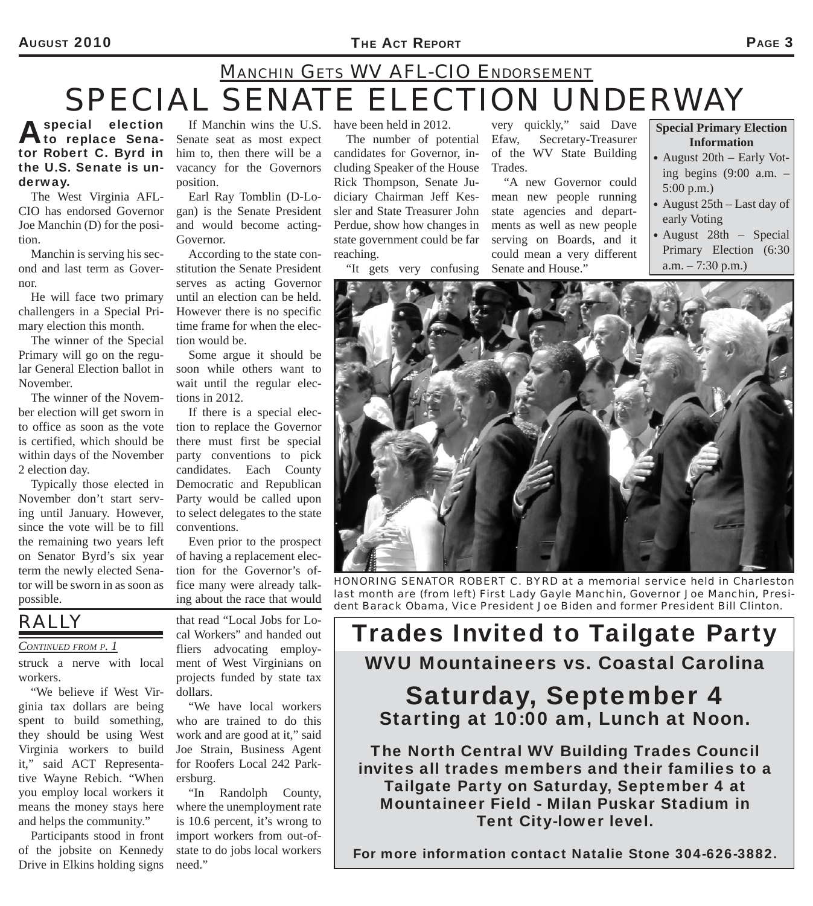## Manchin Gets WV AFL-CIO Endorsement

# SPECIAL SENATE ELECTION UNDERWAY

**A special election to replace Senator Robert C. Byrd in the U.S. Senate is underway.**

The West Virginia AFL-CIO has endorsed Governor Joe Manchin (D) for the position.

Manchin is serving his second and last term as Governor.

He will face two primary challengers in a Special Primary election this month.

The winner of the Special Primary will go on the regular General Election ballot in November.

The winner of the November election will get sworn in to office as soon as the vote is certified, which should be within days of the November 2 election day.

Typically those elected in November don't start serving until January. However, since the vote will be to fill the remaining two years left on Senator Byrd's six year term the newly elected Senator will be sworn in as soon as possible.

If Manchin wins the U.S. Senate seat as most expect him to, then there will be a vacancy for the Governors position.

Earl Ray Tomblin (D-Logan) is the Senate President and would become acting-Governor.

According to the state constitution the Senate President serves as acting Governor until an election can be held. However there is no specific time frame for when the election would be.

Some argue it should be soon while others want to wait until the regular elections in 2012.

If there is a special election to replace the Governor there must first be special party conventions to pick candidates. Each County Democratic and Republican Party would be called upon to select delegates to the state conventions.

Even prior to the prospect of having a replacement election for the Governor's office many were already talking about the race that would have been held in 2012.

The number of potential candidates for Governor, including Speaker of the House Rick Thompson, Senate Judiciary Chairman Jeff Kessler and State Treasurer John Perdue, show how changes in state government could be far reaching.

"It gets very confusing very quickly," said Dave Efaw, Secretary-Treasurer of the WV State Building Trades.

"A new Governor could mean new people running state agencies and departments as well as new people serving on Boards, and it could mean a very different Senate and House."

**Special Primary Election Information**

- August 20th – Early Voting begins (9:00 a.m. – 5:00 p.m.)
- August 25th – Last day of early Voting
- August 28th – Special Primary Election (6:30 a.m. – 7:30 p.m.)

HONORING SENATOR ROBERT C. BYRD at a memorial service held in Charleston last month are (from left) First Lady Gayle Manchin, Governor Joe Manchin, President Barack Obama, Vice President Joe Biden and former President Bill Clinton.

## RALLY

*Continued from p. 1*

struck a nerve with local workers.

"We believe if West Virginia tax dollars are being spent to build something, they should be using West Virginia workers to build it," said ACT Representative Wayne Rebich. "When you employ local workers it means the money stays here and helps the community."

Participants stood in front of the jobsite on Kennedy Drive in Elkins holding signs that read "Local Jobs for Local Workers" and handed out fliers advocating employment of West Virginians on projects funded by state tax dollars.

"We have local workers who are trained to do this work and are good at it," said Joe Strain, Business Agent for Roofers Local 242 Parkersburg.

"In Randolph County, where the unemployment rate is 10.6 percent, it's wrong to import workers from out-of-state to do jobs local workers need."

## Trades Invited to Tailgate Party

### WVU Mountaineers vs. Coastal Carolina

### Saturday, September 4

**Starting at 10:00 am, Lunch at Noon.**

**The North Central WV Building Trades Council invites all trades members and their families to a Tailgate Party on Saturday, September 4 at Mountaineer Field - Milan Puskar Stadium in Tent City-lower level.**

**For more information contact Natalie Stone 304-626-3882.**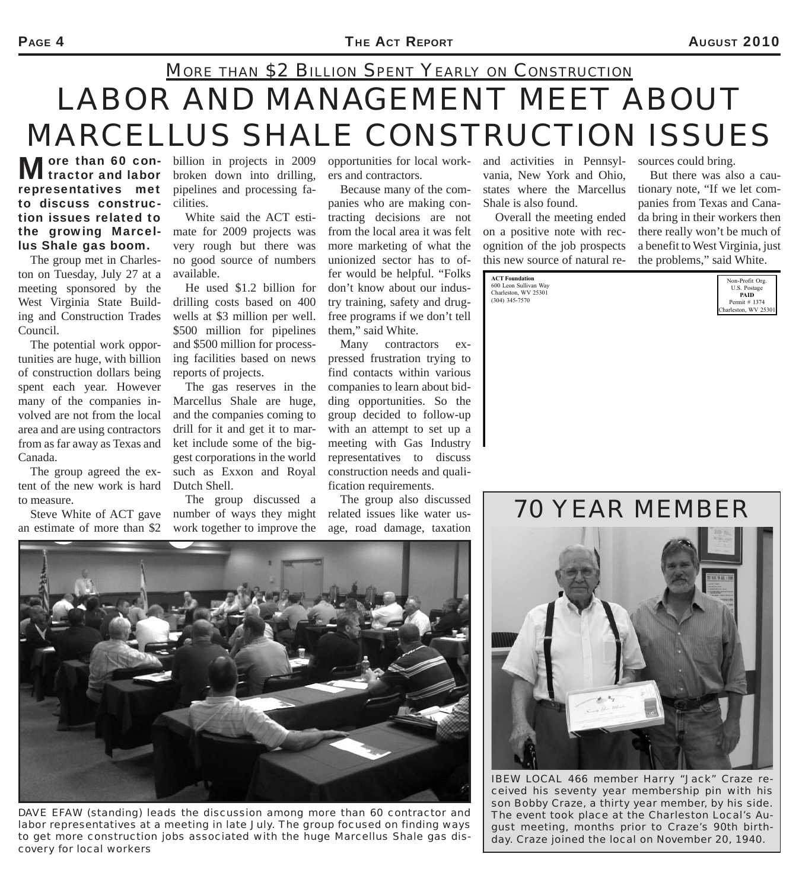## MORE THAN $2 BILLION SPENT YEARLY ON CONSTRUCTION

# LABOR AND MANAGEMENT MEET ABOUT MARCELLUS SHALE CONSTRUCTION ISSUES

**More than 60 contractor and labor representatives met to discuss construction issues related to the growing Marcellus Shale gas boom.**

The group met in Charleston on Tuesday, July 27 at a meeting sponsored by the West Virginia State Building and Construction Trades Council.

The potential work opportunities are huge, with billion of construction dollars being spent each year. However many of the companies involved are not from the local area and are using contractors from as far away as Texas and Canada.

The group agreed the extent of the new work is hard to measure.

Steve White of ACT gave an estimate of more than $2 billion in projects in 2009 broken down into drilling, pipelines and processing facilities.

White said the ACT estimate for 2009 projects was very rough but there was no good source of numbers available.

He used $1.2 billion for drilling costs based on 400 wells at $3 million per well. $500 million for pipelines and $500 million for processing facilities based on news reports of projects.

The gas reserves in the Marcellus Shale are huge, and the companies coming to drill for it and get it to market include some of the biggest corporations in the world such as Exxon and Royal Dutch Shell.

The group discussed a number of ways they might work together to improve the opportunities for local workers and contractors.

Because many of the companies who are making contracting decisions are not from the local area it was felt more marketing of what the unionized sector has to offer would be helpful. "Folks don't know about our industry training, safety and drug-free programs if we don't tell them," said White.

Many contractors expressed frustration trying to find contacts within various companies to learn about bidding opportunities. So the group decided to follow-up with an attempt to set up a meeting with Gas Industry representatives to discuss construction needs and qualification requirements.

The group also discussed related issues like water usage, road damage, taxation and activities in Pennsylvania, New York and Ohio, states where the Marcellus Shale is also found.

Overall the meeting ended on a positive note with recognition of the job prospects this new source of natural resources could bring.

But there was also a cautionary note, "If we let companies from Texas and Canada bring in their workers then there really won't be much of a benefit to West Virginia, just the problems," said White.

DAVE EFAW (standing) leads the discussion among more than 60 contractor and labor representatives at a meeting in late July. The group focused on finding ways to get more construction jobs associated with the huge Marcellus Shale gas discovery for local workers

**ACT Foundation**
600 Leon Sullivan Way
Charleston, WV 25301
(304) 345-7570

Non-Profit Org.
U.S. Postage
**PAID**
Permit # 1374
Charleston, WV 25301

## 70 YEAR MEMBER

IBEW LOCAL 466 member Harry "Jack" Craze received his seventy year membership pin with his son Bobby Craze, a thirty year member, by his side. The event took place at the Charleston Local's August meeting, months prior to Craze's 90th birthday. Craze joined the local on November 20, 1940.